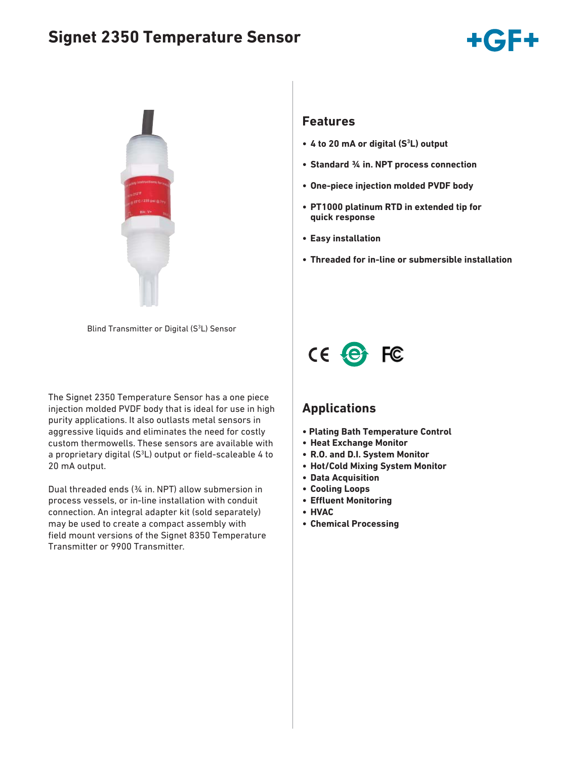# Signet 2350 Temperature Sensor

Blind Transmitter or Digital (S³L) Sensor

The Signet 2350 Temperature Sensor has a one piece injection molded PVDF body that is ideal for use in high purity applications. It also outlasts metal sensors in aggressive liquids and eliminates the need for costly custom thermowells. These sensors are available with a proprietary digital (S³L) output or field-scaleable 4 to 20 mA output.

Dual threaded ends (¾ in. NPT) allow submersion in process vessels, or in-line installation with conduit connection. An integral adapter kit (sold separately) may be used to create a compact assembly with field mount versions of the Signet 8350 Temperature Transmitter or 9900 Transmitter.

## Features

- **4 to 20 mA or digital (S³L) output**
- **Standard ¾ in. NPT process connection**
- **One-piece injection molded PVDF body**
- **PT1000 platinum RTD in extended tip for quick response**
- **Easy installation**
- **Threaded for in-line or submersible installation**

## Applications

- **Plating Bath Temperature Control**
- **Heat Exchange Monitor**
- **R.O. and D.I. System Monitor**
- **Hot/Cold Mixing System Monitor**
- **Data Acquisition**
- **Cooling Loops**
- **Effluent Monitoring**
- **HVAC**
- **Chemical Processing**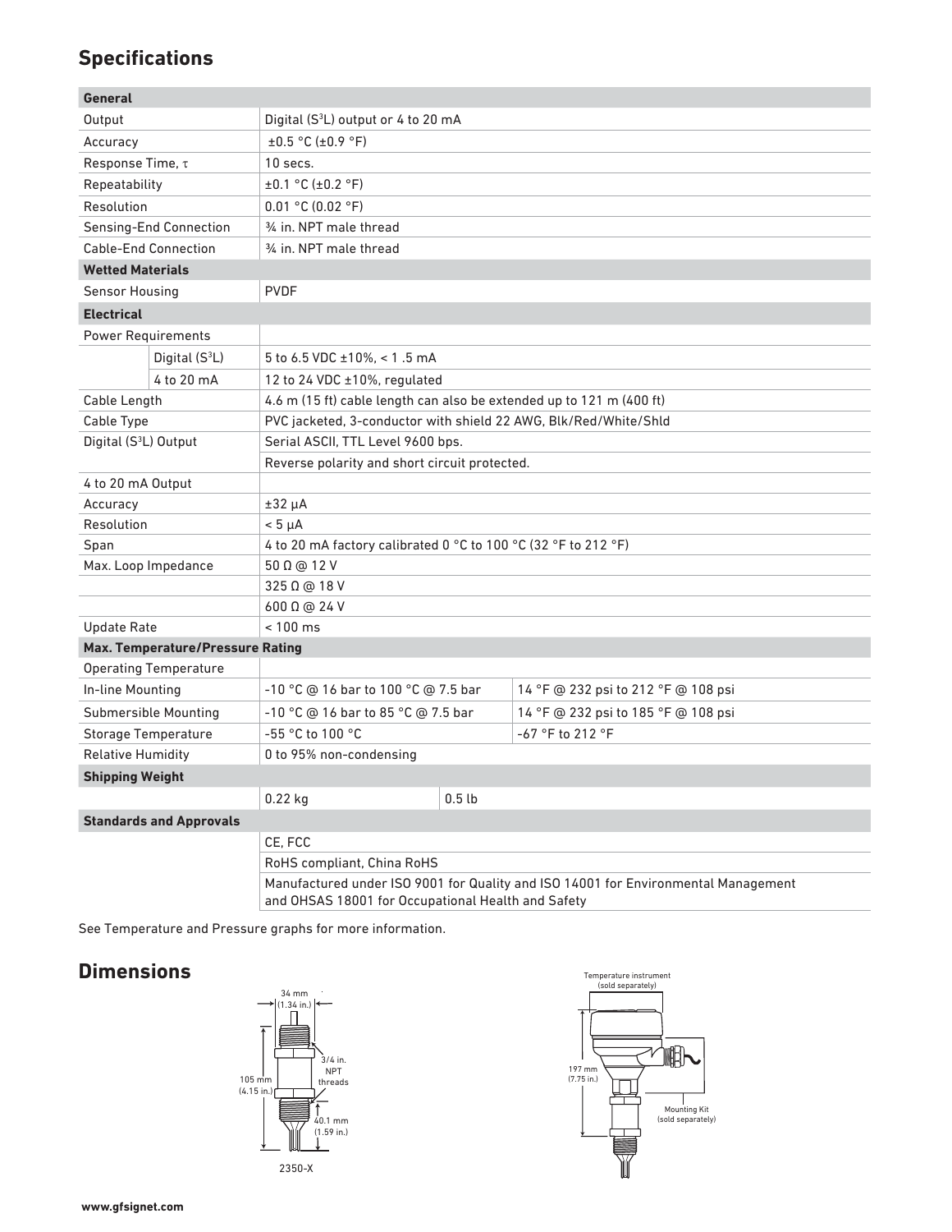## Specifications

| General | | | |
|---|---|---|---|
| Output | | Digital (S³L) output or 4 to 20 mA | |
| Accuracy | | ±0.5 °C (±0.9 °F) | |
| Response Time, τ | | 10 secs. | |
| Repeatability | | ±0.1 °C (±0.2 °F) | |
| Resolution | | 0.01 °C (0.02 °F) | |
| Sensing-End Connection | | ¾ in. NPT male thread | |
| Cable-End Connection | | ¾ in. NPT male thread | |
| **Wetted Materials** | | | |
| Sensor Housing | | PVDF | |
| **Electrical** | | | |
| Power Requirements | | | |
| | Digital (S³L) | 5 to 6.5 VDC ±10%, < 1 .5 mA | |
| | 4 to 20 mA | 12 to 24 VDC ±10%, regulated | |
| Cable Length | | 4.6 m (15 ft) cable length can also be extended up to 121 m (400 ft) | |
| Cable Type | | PVC jacketed, 3-conductor with shield 22 AWG, Blk/Red/White/Shld | |
| Digital (S³L) Output | | Serial ASCII, TTL Level 9600 bps. | |
| | | Reverse polarity and short circuit protected. | |
| 4 to 20 mA Output | | | |
| Accuracy | | ±32 μA | |
| Resolution | | < 5 μA | |
| Span | | 4 to 20 mA factory calibrated 0 °C to 100 °C (32 °F to 212 °F) | |
| Max. Loop Impedance | | 50 Ω @ 12 V | |
| | | 325 Ω @ 18 V | |
| | | 600 Ω @ 24 V | |
| Update Rate | | < 100 ms | |
| **Max. Temperature/Pressure Rating** | | | |
| Operating Temperature | | | |
| In-line Mounting | | -10 °C @ 16 bar to 100 °C @ 7.5 bar | 14 °F @ 232 psi to 212 °F @ 108 psi |
| Submersible Mounting | | -10 °C @ 16 bar to 85 °C @ 7.5 bar | 14 °F @ 232 psi to 185 °F @ 108 psi |
| Storage Temperature | | -55 °C to 100 °C | -67 °F to 212 °F |
| Relative Humidity | | 0 to 95% non-condensing | |
| **Shipping Weight** | | | |
| | | 0.22 kg | 0.5 lb |
| **Standards and Approvals** | | | |
| | | CE, FCC | |
| | | RoHS compliant, China RoHS | |
| | | Manufactured under ISO 9001 for Quality and ISO 14001 for Environmental Management and OHSAS 18001 for Occupational Health and Safety | |

See Temperature and Pressure graphs for more information.

## Dimensions

34 mm (1.34 in.)

105 mm (4.15 in.)

3/4 in. NPT threads

40.1 mm (1.59 in.)

2350-X

Temperature instrument (sold separately)

197 mm (7.75 in.)

Mounting Kit (sold separately)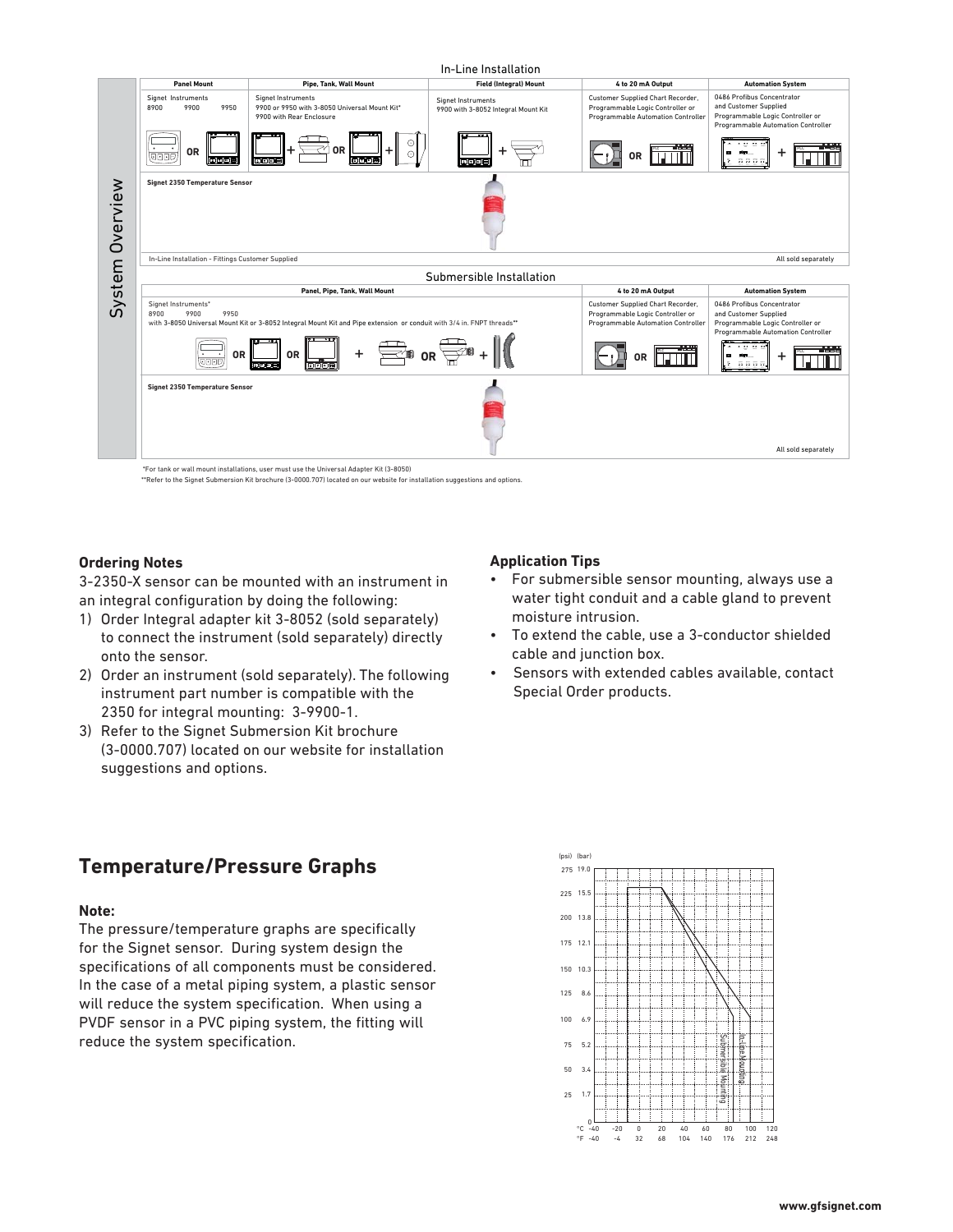## System Overview

### In-Line Installation

| Panel Mount | Pipe, Tank, Wall Mount | Field (Integral) Mount | 4 to 20 mA Output | Automation System |
|---|---|---|---|---|
| Signet Instruments 8900 9900 9950 | Signet Instruments 9900 or 9950 with 3-8050 Universal Mount Kit* 9900 with Rear Enclosure | Signet Instruments 9900 with 3-8052 Integral Mount Kit | Customer Supplied Chart Recorder, Programmable Logic Controller or Programmable Automation Controller | 0486 Profibus Concentrator and Customer Supplied Programmable Logic Controller or Programmable Automation Controller |

Signet 2350 Temperature Sensor

In-Line Installation - Fittings Customer Supplied

All sold separately

### Submersible Installation

| Panel, Pipe, Tank, Wall Mount | 4 to 20 mA Output | Automation System |
|---|---|---|
| Signet Instruments* 8900 9900 9950 with 3-8050 Universal Mount Kit or 3-8052 Integral Mount Kit and Pipe extension or conduit with 3/4 in. FNPT threads** | Customer Supplied Chart Recorder, Programmable Logic Controller or Programmable Automation Controller | 0486 Profibus Concentrator and Customer Supplied Programmable Logic Controller or Programmable Automation Controller |

Signet 2350 Temperature Sensor

All sold separately

*For tank or wall mount installations, user must use the Universal Adapter Kit (3-8050)

**Refer to the Signet Submersion Kit brochure (3-0000.707) located on our website for installation suggestions and options.

**Ordering Notes**

3-2350-X sensor can be mounted with an instrument in an integral configuration by doing the following:

1) Order Integral adapter kit 3-8052 (sold separately) to connect the instrument (sold separately) directly onto the sensor.
2) Order an instrument (sold separately). The following instrument part number is compatible with the 2350 for integral mounting: 3-9900-1.
3) Refer to the Signet Submersion Kit brochure (3-0000.707) located on our website for installation suggestions and options.

**Application Tips**

- For submersible sensor mounting, always use a water tight conduit and a cable gland to prevent moisture intrusion.
- To extend the cable, use a 3-conductor shielded cable and junction box.
- Sensors with extended cables available, contact Special Order products.

## Temperature/Pressure Graphs

**Note:**

The pressure/temperature graphs are specifically for the Signet sensor. During system design the specifications of all components must be considered. In the case of a metal piping system, a plastic sensor will reduce the system specification. When using a PVDF sensor in a PVC piping system, the fitting will reduce the system specification.

(psi) (bar): 275 19.0, 225 15.5, 200 13.8, 175 12.1, 150 10.3, 125 8.6, 100 6.9, 75 5.2, 50 3.4, 25 1.7, 0

°C: -40, -20, 0, 20, 40, 60, 80, 100, 120
°F: -40, -4, 32, 68, 104, 140, 176, 212, 248

Submersible Mounting

In-Line Mounting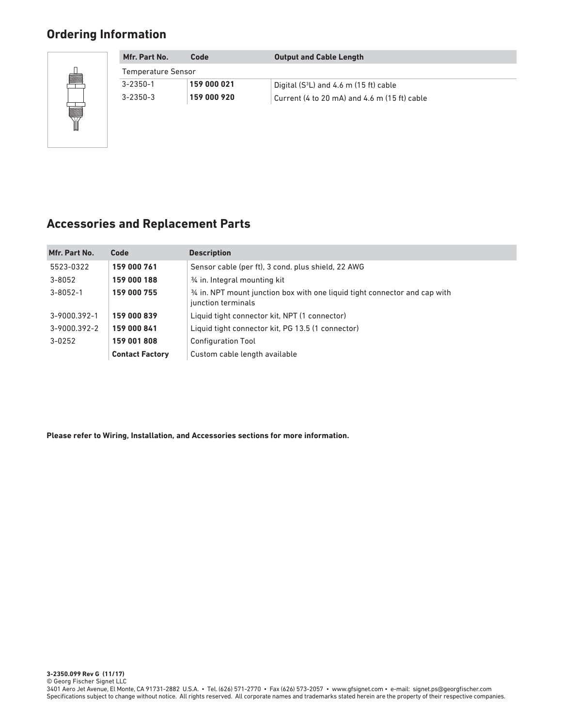## Ordering Information

| Mfr. Part No. | Code | Output and Cable Length |
|---|---|---|
| Temperature Sensor | | |
| 3-2350-1 | **159 000 021** | Digital ($S^3L$) and 4.6 m (15 ft) cable |
| 3-2350-3 | **159 000 920** | Current (4 to 20 mA) and 4.6 m (15 ft) cable |

## Accessories and Replacement Parts

| Mfr. Part No. | Code | Description |
|---|---|---|
| 5523-0322 | **159 000 761** | Sensor cable (per ft), 3 cond. plus shield, 22 AWG |
| 3-8052 | **159 000 188** | ¾ in. Integral mounting kit |
| 3-8052-1 | **159 000 755** | ¾ in. NPT mount junction box with one liquid tight connector and cap with junction terminals |
| 3-9000.392-1 | **159 000 839** | Liquid tight connector kit, NPT (1 connector) |
| 3-9000.392-2 | **159 000 841** | Liquid tight connector kit, PG 13.5 (1 connector) |
| 3-0252 | **159 001 808** | Configuration Tool |
| | **Contact Factory** | Custom cable length available |

**Please refer to Wiring, Installation, and Accessories sections for more information.**

**3-2350.099 Rev G (11/17)**
© Georg Fischer Signet LLC
3401 Aero Jet Avenue, El Monte, CA 91731-2882 U.S.A. • Tel. (626) 571-2770 • Fax (626) 573-2057 • www.gfsignet.com • e-mail: signet.ps@georgfischer.com
Specifications subject to change without notice. All rights reserved. All corporate names and trademarks stated herein are the property of their respective companies.